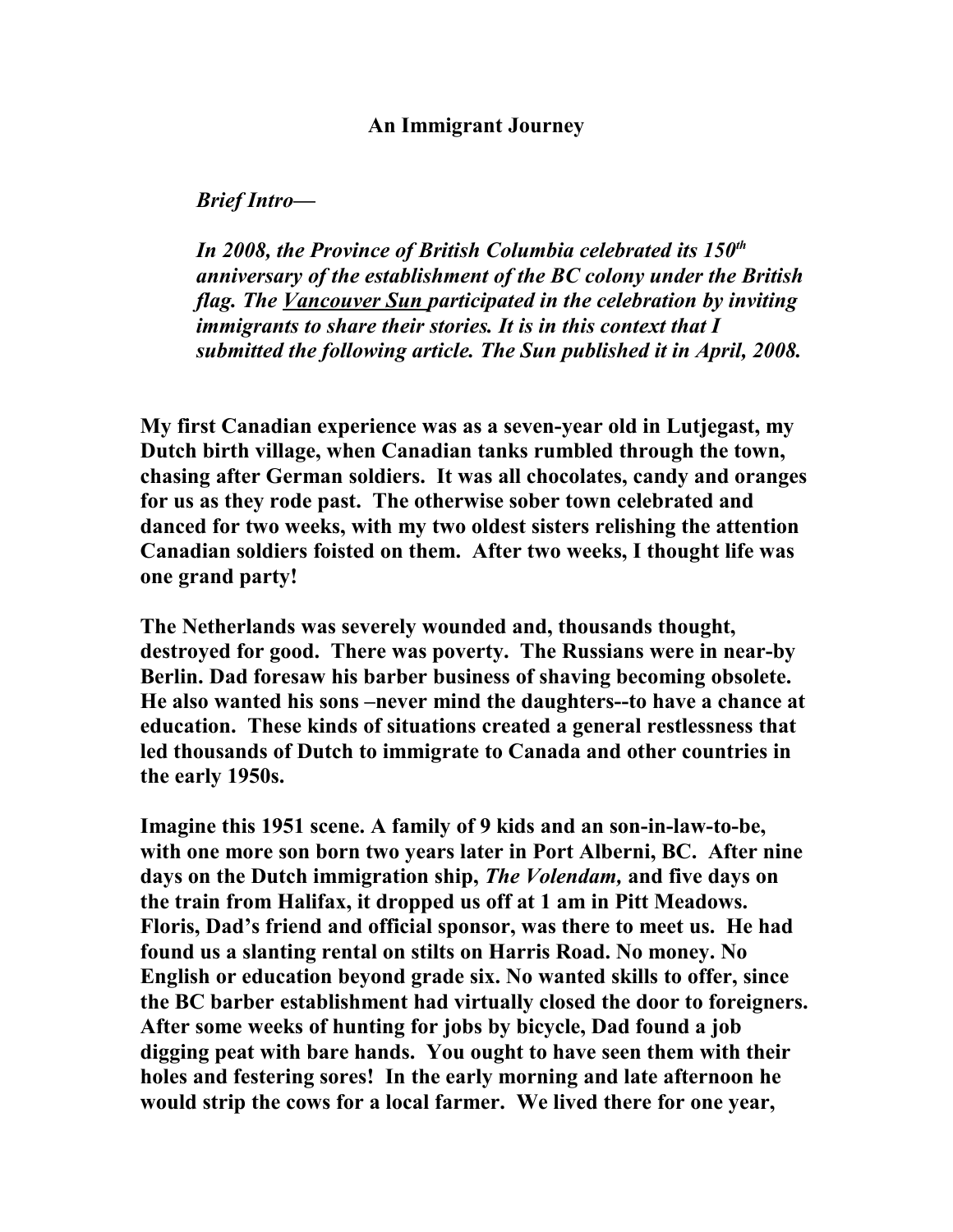# An Immigrant Journey

***Brief Intro—***

***In 2008, the Province of British Columbia celebrated its 150th anniversary of the establishment of the BC colony under the British flag. The Vancouver Sun participated in the celebration by inviting immigrants to share their stories. It is in this context that I submitted the following article. The Sun published it in April, 2008.***

**My first Canadian experience was as a seven-year old in Lutjegast, my Dutch birth village, when Canadian tanks rumbled through the town, chasing after German soldiers. It was all chocolates, candy and oranges for us as they rode past. The otherwise sober town celebrated and danced for two weeks, with my two oldest sisters relishing the attention Canadian soldiers foisted on them. After two weeks, I thought life was one grand party!**

**The Netherlands was severely wounded and, thousands thought, destroyed for good. There was poverty. The Russians were in near-by Berlin. Dad foresaw his barber business of shaving becoming obsolete. He also wanted his sons –never mind the daughters--to have a chance at education. These kinds of situations created a general restlessness that led thousands of Dutch to immigrate to Canada and other countries in the early 1950s.**

**Imagine this 1951 scene. A family of 9 kids and an son-in-law-to-be, with one more son born two years later in Port Alberni, BC. After nine days on the Dutch immigration ship, *The Volendam,* and five days on the train from Halifax, it dropped us off at 1 am in Pitt Meadows. Floris, Dad's friend and official sponsor, was there to meet us. He had found us a slanting rental on stilts on Harris Road. No money. No English or education beyond grade six. No wanted skills to offer, since the BC barber establishment had virtually closed the door to foreigners. After some weeks of hunting for jobs by bicycle, Dad found a job digging peat with bare hands. You ought to have seen them with their holes and festering sores! In the early morning and late afternoon he would strip the cows for a local farmer. We lived there for one year,**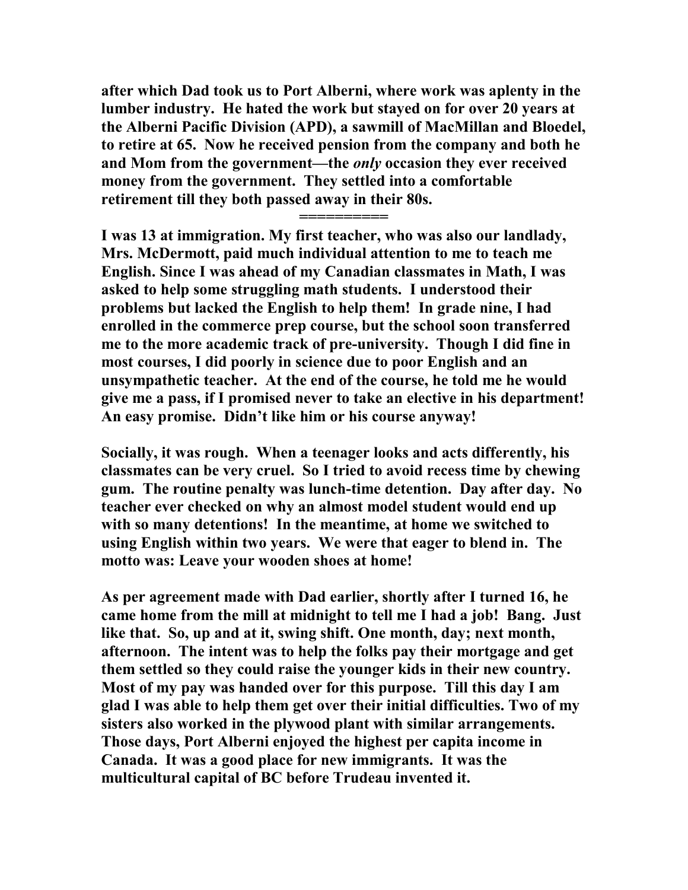**after which Dad took us to Port Alberni, where work was aplenty in the lumber industry. He hated the work but stayed on for over 20 years at the Alberni Pacific Division (APD), a sawmill of MacMillan and Bloedel, to retire at 65. Now he received pension from the company and both he and Mom from the government—the *only* occasion they ever received money from the government. They settled into a comfortable retirement till they both passed away in their 80s.**

**==========**

**I was 13 at immigration. My first teacher, who was also our landlady, Mrs. McDermott, paid much individual attention to me to teach me English. Since I was ahead of my Canadian classmates in Math, I was asked to help some struggling math students. I understood their problems but lacked the English to help them! In grade nine, I had enrolled in the commerce prep course, but the school soon transferred me to the more academic track of pre-university. Though I did fine in most courses, I did poorly in science due to poor English and an unsympathetic teacher. At the end of the course, he told me he would give me a pass, if I promised never to take an elective in his department! An easy promise. Didn't like him or his course anyway!**

**Socially, it was rough. When a teenager looks and acts differently, his classmates can be very cruel. So I tried to avoid recess time by chewing gum. The routine penalty was lunch-time detention. Day after day. No teacher ever checked on why an almost model student would end up with so many detentions! In the meantime, at home we switched to using English within two years. We were that eager to blend in. The motto was: Leave your wooden shoes at home!**

**As per agreement made with Dad earlier, shortly after I turned 16, he came home from the mill at midnight to tell me I had a job! Bang. Just like that. So, up and at it, swing shift. One month, day; next month, afternoon. The intent was to help the folks pay their mortgage and get them settled so they could raise the younger kids in their new country. Most of my pay was handed over for this purpose. Till this day I am glad I was able to help them get over their initial difficulties. Two of my sisters also worked in the plywood plant with similar arrangements. Those days, Port Alberni enjoyed the highest per capita income in Canada. It was a good place for new immigrants. It was the multicultural capital of BC before Trudeau invented it.**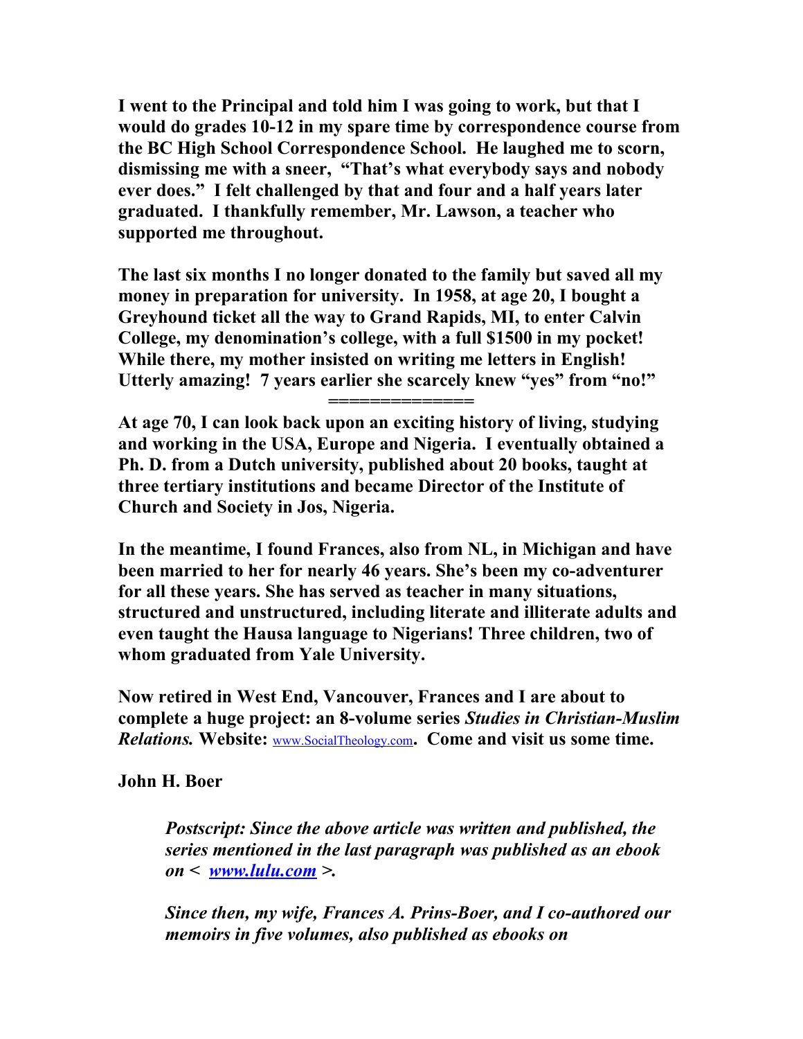**I went to the Principal and told him I was going to work, but that I would do grades 10-12 in my spare time by correspondence course from the BC High School Correspondence School. He laughed me to scorn, dismissing me with a sneer, "That's what everybody says and nobody ever does." I felt challenged by that and four and a half years later graduated. I thankfully remember, Mr. Lawson, a teacher who supported me throughout.**

**The last six months I no longer donated to the family but saved all my money in preparation for university. In 1958, at age 20, I bought a Greyhound ticket all the way to Grand Rapids, MI, to enter Calvin College, my denomination's college, with a full $1500 in my pocket! While there, my mother insisted on writing me letters in English! Utterly amazing! 7 years earlier she scarcely knew "yes" from "no!"**

**=============**

**At age 70, I can look back upon an exciting history of living, studying and working in the USA, Europe and Nigeria. I eventually obtained a Ph. D. from a Dutch university, published about 20 books, taught at three tertiary institutions and became Director of the Institute of Church and Society in Jos, Nigeria.**

**In the meantime, I found Frances, also from NL, in Michigan and have been married to her for nearly 46 years. She's been my co-adventurer for all these years. She has served as teacher in many situations, structured and unstructured, including literate and illiterate adults and even taught the Hausa language to Nigerians! Three children, two of whom graduated from Yale University.**

**Now retired in West End, Vancouver, Frances and I are about to complete a huge project: an 8-volume series *Studies in Christian-Muslim Relations.* Website:** www.SocialTheology.com**. Come and visit us some time.**

**John H. Boer**

> ***Postscript: Since the above article was written and published, the series mentioned in the last paragraph was published as an ebook on < www.lulu.com >.***
>
> ***Since then, my wife, Frances A. Prins-Boer, and I co-authored our memoirs in five volumes, also published as ebooks on***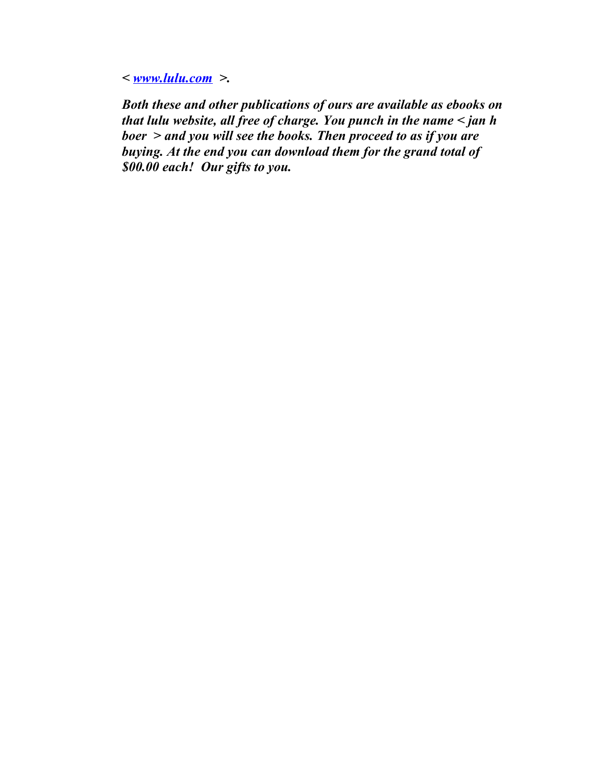***< [www.lulu.com](http://www.lulu.com) >.***

***Both these and other publications of ours are available as ebooks on that lulu website, all free of charge. You punch in the name < jan h boer > and you will see the books. Then proceed to as if you are buying. At the end you can download them for the grand total of $00.00 each! Our gifts to you.***